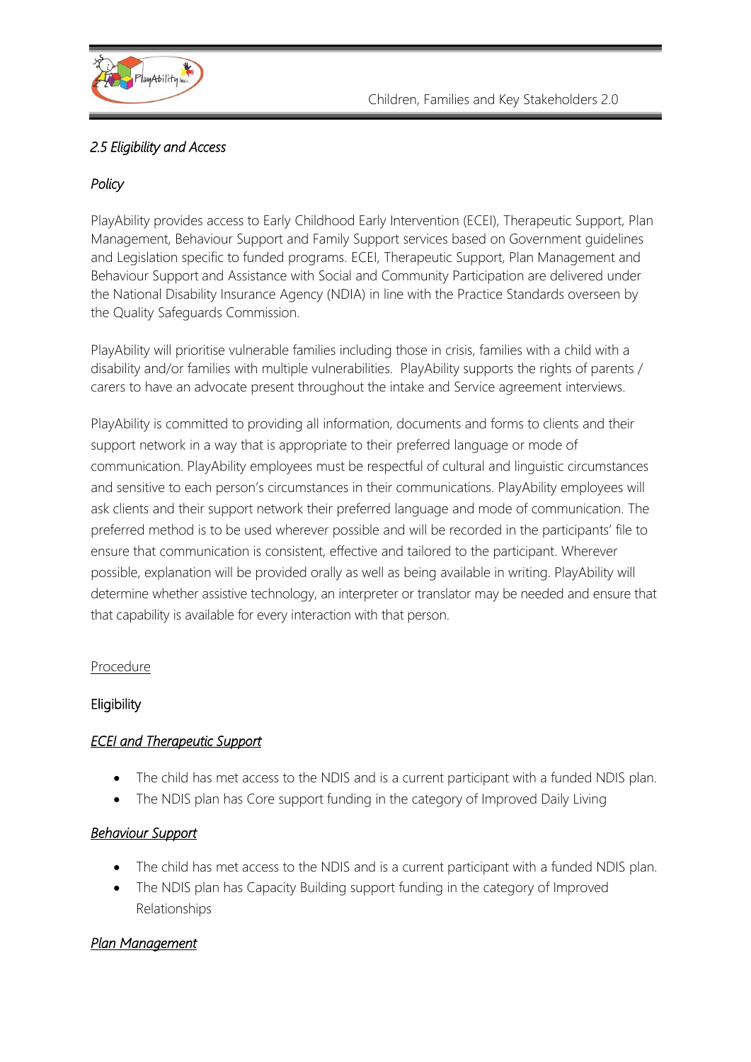*2.5 Eligibility and Access*

*Policy*

PlayAbility provides access to Early Childhood Early Intervention (ECEI), Therapeutic Support, Plan Management, Behaviour Support and Family Support services based on Government guidelines and Legislation specific to funded programs. ECEI, Therapeutic Support, Plan Management and Behaviour Support and Assistance with Social and Community Participation are delivered under the National Disability Insurance Agency (NDIA) in line with the Practice Standards overseen by the Quality Safeguards Commission.

PlayAbility will prioritise vulnerable families including those in crisis, families with a child with a disability and/or families with multiple vulnerabilities. PlayAbility supports the rights of parents / carers to have an advocate present throughout the intake and Service agreement interviews.

PlayAbility is committed to providing all information, documents and forms to clients and their support network in a way that is appropriate to their preferred language or mode of communication. PlayAbility employees must be respectful of cultural and linguistic circumstances and sensitive to each person's circumstances in their communications. PlayAbility employees will ask clients and their support network their preferred language and mode of communication. The preferred method is to be used wherever possible and will be recorded in the participants' file to ensure that communication is consistent, effective and tailored to the participant. Wherever possible, explanation will be provided orally as well as being available in writing. PlayAbility will determine whether assistive technology, an interpreter or translator may be needed and ensure that that capability is available for every interaction with that person.

Procedure

Eligibility

***ECEI and Therapeutic Support***

- The child has met access to the NDIS and is a current participant with a funded NDIS plan.
- The NDIS plan has Core support funding in the category of Improved Daily Living

***Behaviour Support***

- The child has met access to the NDIS and is a current participant with a funded NDIS plan.
- The NDIS plan has Capacity Building support funding in the category of Improved Relationships

***Plan Management***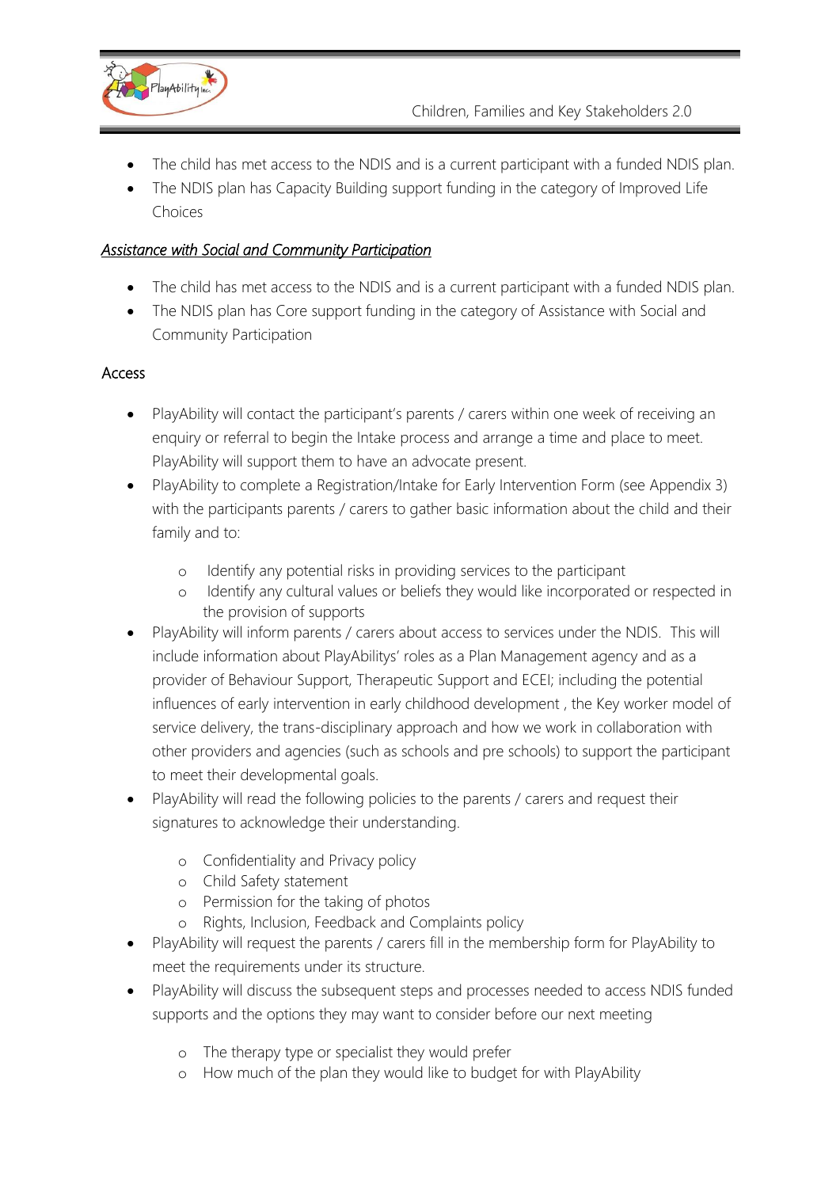- The child has met access to the NDIS and is a current participant with a funded NDIS plan.
- The NDIS plan has Capacity Building support funding in the category of Improved Life Choices

***Assistance with Social and Community Participation***

- The child has met access to the NDIS and is a current participant with a funded NDIS plan.
- The NDIS plan has Core support funding in the category of Assistance with Social and Community Participation

## Access

- PlayAbility will contact the participant's parents / carers within one week of receiving an enquiry or referral to begin the Intake process and arrange a time and place to meet. PlayAbility will support them to have an advocate present.
- PlayAbility to complete a Registration/Intake for Early Intervention Form (see Appendix 3) with the participants parents / carers to gather basic information about the child and their family and to:
    - Identify any potential risks in providing services to the participant
    - Identify any cultural values or beliefs they would like incorporated or respected in the provision of supports
- PlayAbility will inform parents / carers about access to services under the NDIS. This will include information about PlayAbilitys' roles as a Plan Management agency and as a provider of Behaviour Support, Therapeutic Support and ECEI; including the potential influences of early intervention in early childhood development , the Key worker model of service delivery, the trans-disciplinary approach and how we work in collaboration with other providers and agencies (such as schools and pre schools) to support the participant to meet their developmental goals.
- PlayAbility will read the following policies to the parents / carers and request their signatures to acknowledge their understanding.
    - Confidentiality and Privacy policy
    - Child Safety statement
    - Permission for the taking of photos
    - Rights, Inclusion, Feedback and Complaints policy
- PlayAbility will request the parents / carers fill in the membership form for PlayAbility to meet the requirements under its structure.
- PlayAbility will discuss the subsequent steps and processes needed to access NDIS funded supports and the options they may want to consider before our next meeting
    - The therapy type or specialist they would prefer
    - How much of the plan they would like to budget for with PlayAbility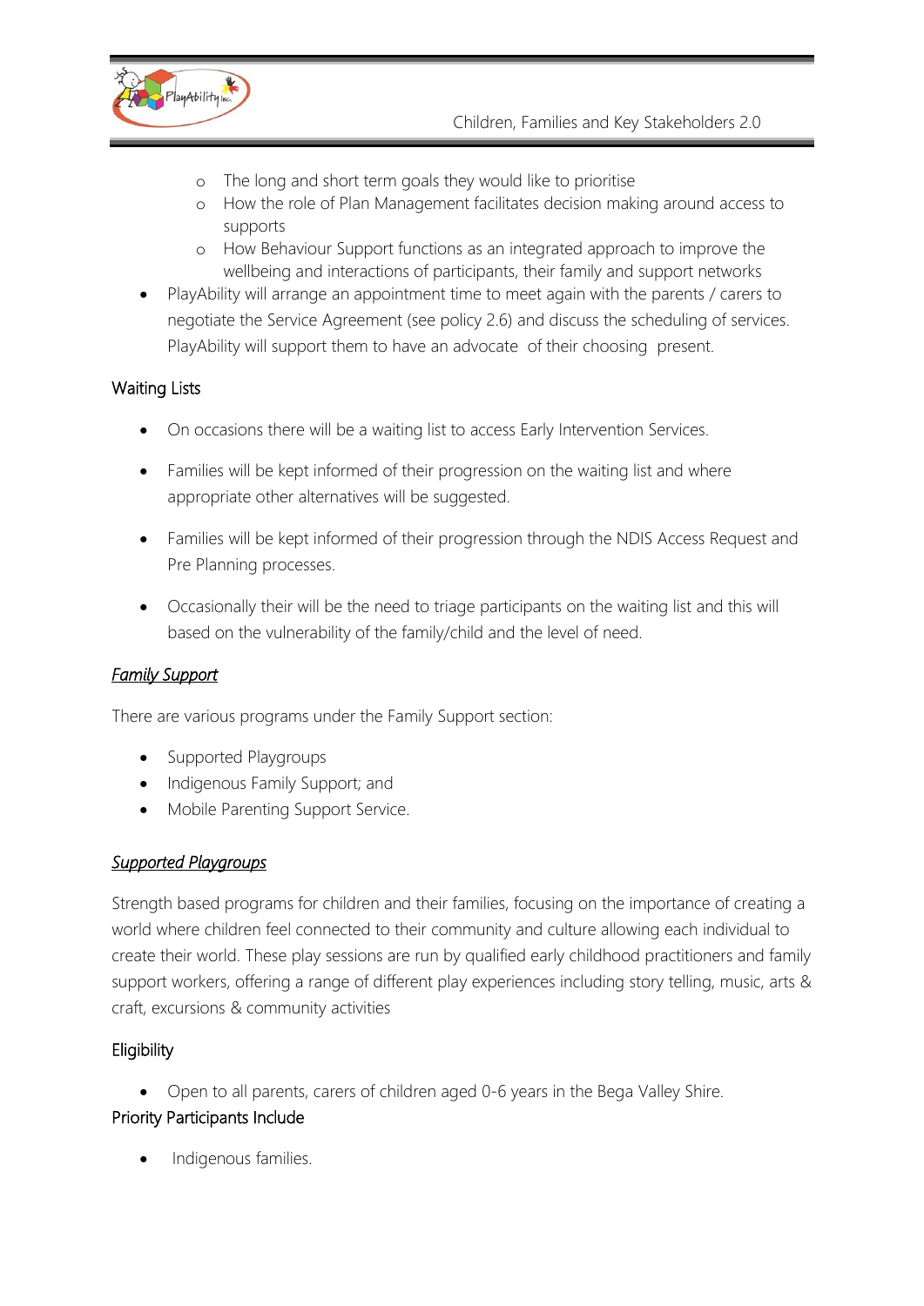- The long and short term goals they would like to prioritise
    - How the role of Plan Management facilitates decision making around access to supports
    - How Behaviour Support functions as an integrated approach to improve the wellbeing and interactions of participants, their family and support networks
- PlayAbility will arrange an appointment time to meet again with the parents / carers to negotiate the Service Agreement (see policy 2.6) and discuss the scheduling of services. PlayAbility will support them to have an advocate of their choosing present.

Waiting Lists

- On occasions there will be a waiting list to access Early Intervention Services.
- Families will be kept informed of their progression on the waiting list and where appropriate other alternatives will be suggested.
- Families will be kept informed of their progression through the NDIS Access Request and Pre Planning processes.
- Occasionally their will be the need to triage participants on the waiting list and this will based on the vulnerability of the family/child and the level of need.

*Family Support*

There are various programs under the Family Support section:

- Supported Playgroups
- Indigenous Family Support; and
- Mobile Parenting Support Service.

*Supported Playgroups*

Strength based programs for children and their families, focusing on the importance of creating a world where children feel connected to their community and culture allowing each individual to create their world. These play sessions are run by qualified early childhood practitioners and family support workers, offering a range of different play experiences including story telling, music, arts & craft, excursions & community activities

Eligibility

- Open to all parents, carers of children aged 0-6 years in the Bega Valley Shire.

Priority Participants Include

- Indigenous families.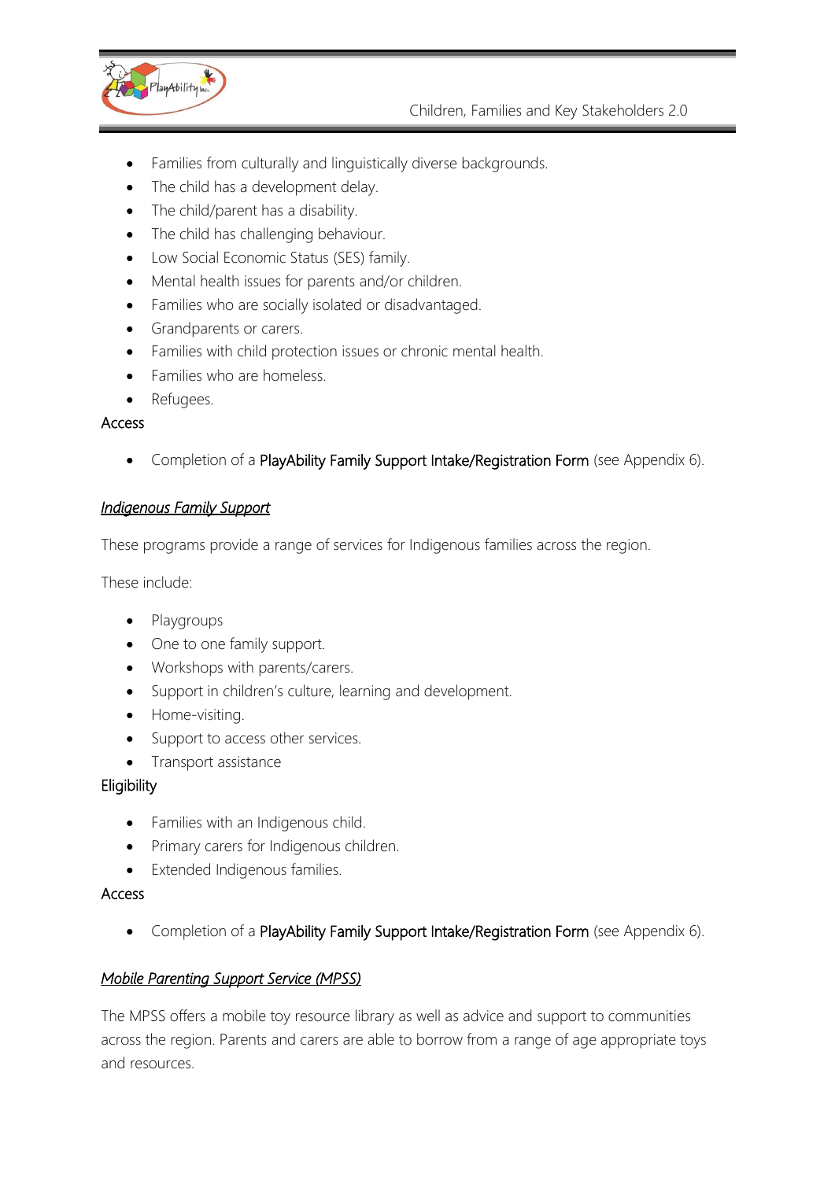- Families from culturally and linguistically diverse backgrounds.
- The child has a development delay.
- The child/parent has a disability.
- The child has challenging behaviour.
- Low Social Economic Status (SES) family.
- Mental health issues for parents and/or children.
- Families who are socially isolated or disadvantaged.
- Grandparents or carers.
- Families with child protection issues or chronic mental health.
- Families who are homeless.
- Refugees.

Access

- Completion of a PlayAbility Family Support Intake/Registration Form (see Appendix 6).

### *Indigenous Family Support*

These programs provide a range of services for Indigenous families across the region.

These include:

- Playgroups
- One to one family support.
- Workshops with parents/carers.
- Support in children's culture, learning and development.
- Home-visiting.
- Support to access other services.
- Transport assistance

Eligibility

- Families with an Indigenous child.
- Primary carers for Indigenous children.
- Extended Indigenous families.

Access

- Completion of a PlayAbility Family Support Intake/Registration Form (see Appendix 6).

### *Mobile Parenting Support Service (MPSS)*

The MPSS offers a mobile toy resource library as well as advice and support to communities across the region. Parents and carers are able to borrow from a range of age appropriate toys and resources.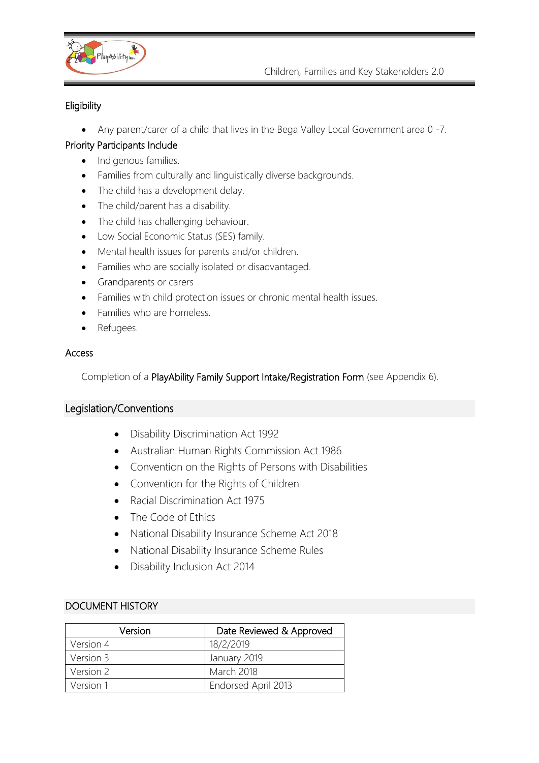## Eligibility

- Any parent/carer of a child that lives in the Bega Valley Local Government area 0 -7.

## Priority Participants Include

- Indigenous families.
- Families from culturally and linguistically diverse backgrounds.
- The child has a development delay.
- The child/parent has a disability.
- The child has challenging behaviour.
- Low Social Economic Status (SES) family.
- Mental health issues for parents and/or children.
- Families who are socially isolated or disadvantaged.
- Grandparents or carers
- Families with child protection issues or chronic mental health issues.
- Families who are homeless.
- Refugees.

## Access

Completion of a PlayAbility Family Support Intake/Registration Form (see Appendix 6).

## Legislation/Conventions

- Disability Discrimination Act 1992
- Australian Human Rights Commission Act 1986
- Convention on the Rights of Persons with Disabilities
- Convention for the Rights of Children
- Racial Discrimination Act 1975
- The Code of Ethics
- National Disability Insurance Scheme Act 2018
- National Disability Insurance Scheme Rules
- Disability Inclusion Act 2014

## DOCUMENT HISTORY

| Version | Date Reviewed & Approved |
|---|---|
| Version 4 | 18/2/2019 |
| Version 3 | January 2019 |
| Version 2 | March 2018 |
| Version 1 | Endorsed April 2013 |